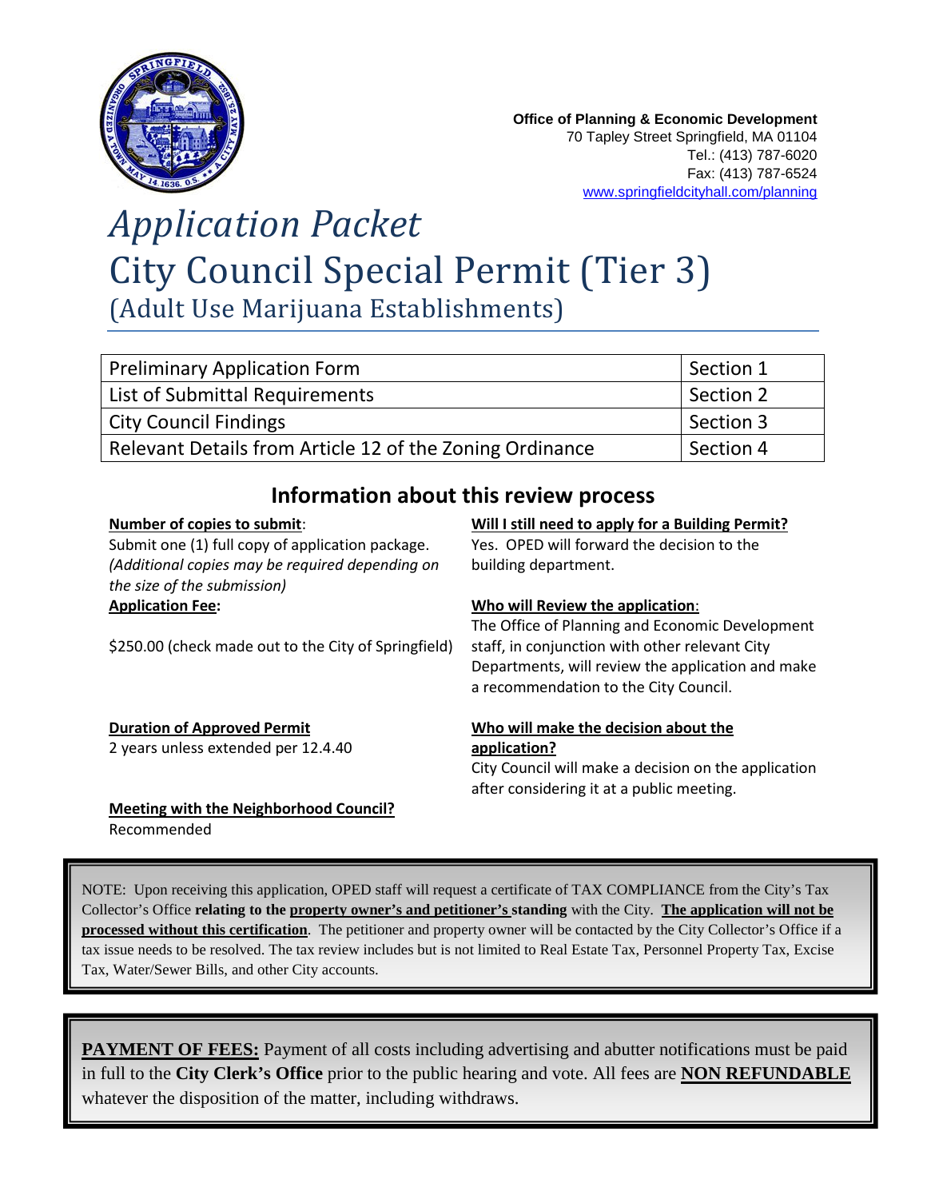**Office of Planning & Economic Development**
70 Tapley Street Springfield, MA 01104
Tel.: (413) 787-6020
Fax: (413) 787-6524
www.springfieldcityhall.com/planning

# *Application Packet*
# City Council Special Permit (Tier 3)
## (Adult Use Marijuana Establishments)

| | |
|---|---|
| Preliminary Application Form | Section 1 |
| List of Submittal Requirements | Section 2 |
| City Council Findings | Section 3 |
| Relevant Details from Article 12 of the Zoning Ordinance | Section 4 |

## Information about this review process

**Number of copies to submit**:
Submit one (1) full copy of application package. *(Additional copies may be required depending on the size of the submission)*

**Application Fee:**

$250.00 (check made out to the City of Springfield)

**Duration of Approved Permit**
2 years unless extended per 12.4.40

**Meeting with the Neighborhood Council?**
Recommended

**Will I still need to apply for a Building Permit?**
Yes. OPED will forward the decision to the building department.

**Who will Review the application**:
The Office of Planning and Economic Development staff, in conjunction with other relevant City Departments, will review the application and make a recommendation to the City Council.

**Who will make the decision about the application?**
City Council will make a decision on the application after considering it at a public meeting.

NOTE: Upon receiving this application, OPED staff will request a certificate of TAX COMPLIANCE from the City's Tax Collector's Office **relating to the property owner's and petitioner's standing** with the City. **The application will not be processed without this certification**. The petitioner and property owner will be contacted by the City Collector's Office if a tax issue needs to be resolved. The tax review includes but is not limited to Real Estate Tax, Personnel Property Tax, Excise Tax, Water/Sewer Bills, and other City accounts.

**PAYMENT OF FEES:** Payment of all costs including advertising and abutter notifications must be paid in full to the **City Clerk's Office** prior to the public hearing and vote. All fees are **NON REFUNDABLE** whatever the disposition of the matter, including withdraws.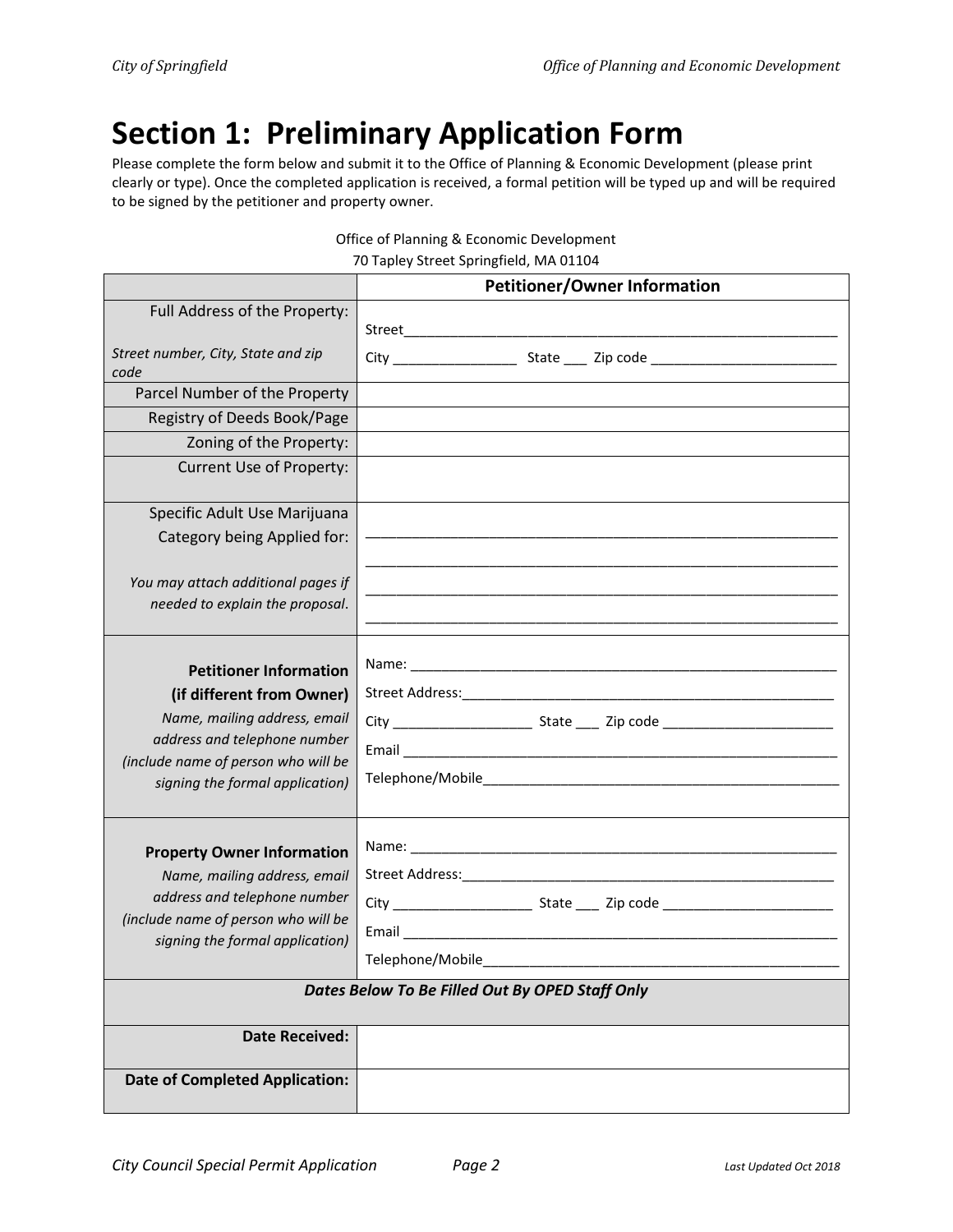# Section 1: Preliminary Application Form

Please complete the form below and submit it to the Office of Planning & Economic Development (please print clearly or type). Once the completed application is received, a formal petition will be typed up and will be required to be signed by the petitioner and property owner.

Office of Planning & Economic Development
70 Tapley Street Springfield, MA 01104

| | **Petitioner/Owner Information** |
|---|---|
| Full Address of the Property: *Street number, City, State and zip code* | Street______________________________ City ______________ State ___ Zip code ______________________ |
| Parcel Number of the Property | |
| Registry of Deeds Book/Page | |
| Zoning of the Property: | |
| Current Use of Property: | |
| Specific Adult Use Marijuana Category being Applied for: *You may attach additional pages if needed to explain the proposal.* | ______________________________ ______________________________ ______________________________ ______________________________ |
| **Petitioner Information (if different from Owner)** *Name, mailing address, email address and telephone number (include name of person who will be signing the formal application)* | Name: ______________________________ Street Address:______________________________ City ______________ State ___ Zip code ______________________ Email ______________________________ Telephone/Mobile______________________________ |
| **Property Owner Information** *Name, mailing address, email address and telephone number (include name of person who will be signing the formal application)* | Name: ______________________________ Street Address:______________________________ City ______________ State ___ Zip code ______________________ Email ______________________________ Telephone/Mobile______________________________ |
| ***Dates Below To Be Filled Out By OPED Staff Only*** | |
| **Date Received:** | |
| **Date of Completed Application:** | |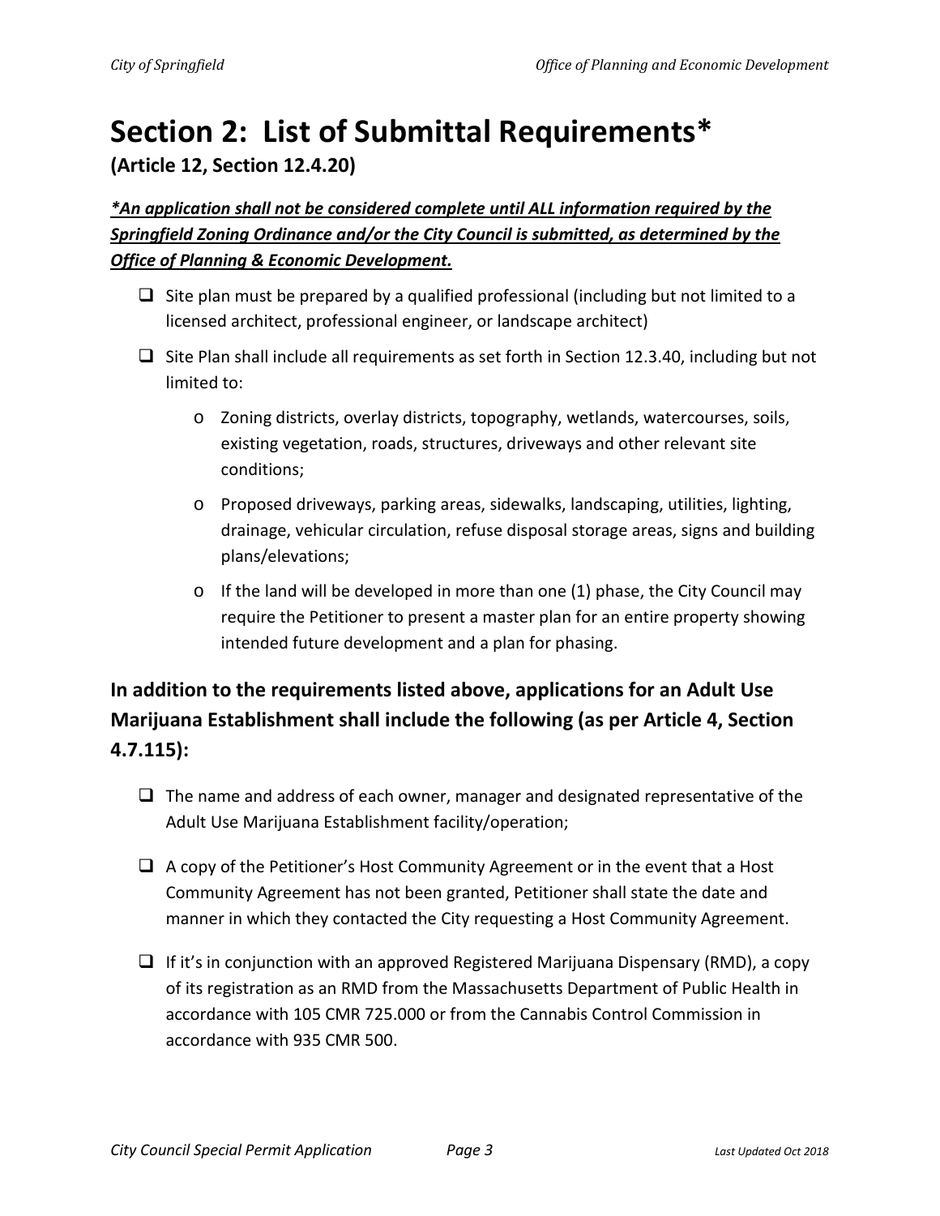# Section 2: List of Submittal Requirements*

**(Article 12, Section 12.4.20)**

***\*An application shall not be considered complete until ALL information required by the Springfield Zoning Ordinance and/or the City Council is submitted, as determined by the Office of Planning & Economic Development.***

- ❑ Site plan must be prepared by a qualified professional (including but not limited to a licensed architect, professional engineer, or landscape architect)
- ❑ Site Plan shall include all requirements as set forth in Section 12.3.40, including but not limited to:
  - Zoning districts, overlay districts, topography, wetlands, watercourses, soils, existing vegetation, roads, structures, driveways and other relevant site conditions;
  - Proposed driveways, parking areas, sidewalks, landscaping, utilities, lighting, drainage, vehicular circulation, refuse disposal storage areas, signs and building plans/elevations;
  - If the land will be developed in more than one (1) phase, the City Council may require the Petitioner to present a master plan for an entire property showing intended future development and a plan for phasing.

## In addition to the requirements listed above, applications for an Adult Use Marijuana Establishment shall include the following (as per Article 4, Section 4.7.115):

- ❑ The name and address of each owner, manager and designated representative of the Adult Use Marijuana Establishment facility/operation;
- ❑ A copy of the Petitioner's Host Community Agreement or in the event that a Host Community Agreement has not been granted, Petitioner shall state the date and manner in which they contacted the City requesting a Host Community Agreement.
- ❑ If it's in conjunction with an approved Registered Marijuana Dispensary (RMD), a copy of its registration as an RMD from the Massachusetts Department of Public Health in accordance with 105 CMR 725.000 or from the Cannabis Control Commission in accordance with 935 CMR 500.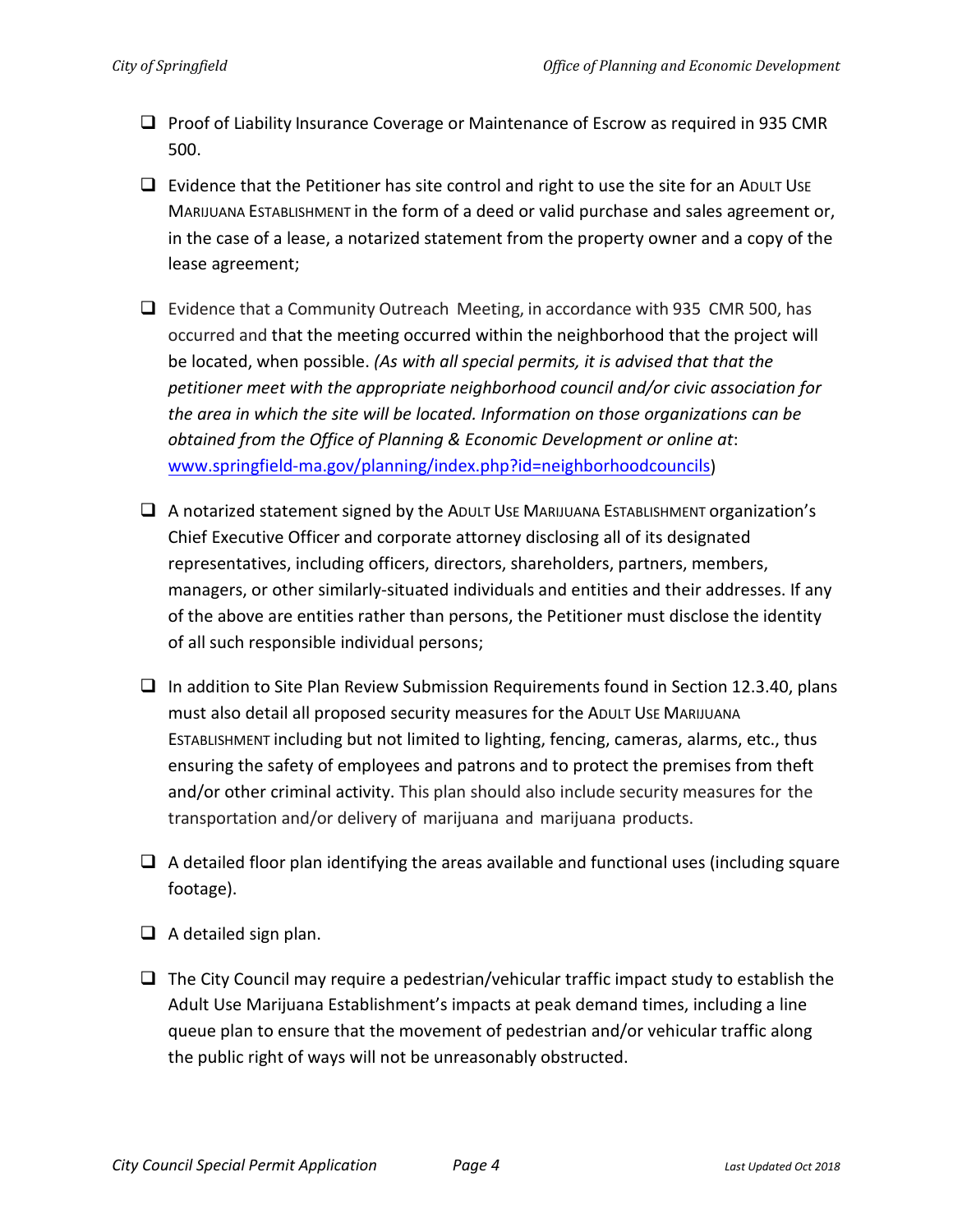- [ ] Proof of Liability Insurance Coverage or Maintenance of Escrow as required in 935 CMR 500.

- [ ] Evidence that the Petitioner has site control and right to use the site for an ADULT USE MARIJUANA ESTABLISHMENT in the form of a deed or valid purchase and sales agreement or, in the case of a lease, a notarized statement from the property owner and a copy of the lease agreement;

- [ ] Evidence that a Community Outreach Meeting, in accordance with 935 CMR 500, has occurred and that the meeting occurred within the neighborhood that the project will be located, when possible. *(As with all special permits, it is advised that that the petitioner meet with the appropriate neighborhood council and/or civic association for the area in which the site will be located. Information on those organizations can be obtained from the Office of Planning & Economic Development or online at*: [www.springfield-ma.gov/planning/index.php?id=neighborhoodcouncils](www.springfield-ma.gov/planning/index.php?id=neighborhoodcouncils))

- [ ] A notarized statement signed by the ADULT USE MARIJUANA ESTABLISHMENT organization's Chief Executive Officer and corporate attorney disclosing all of its designated representatives, including officers, directors, shareholders, partners, members, managers, or other similarly-situated individuals and entities and their addresses. If any of the above are entities rather than persons, the Petitioner must disclose the identity of all such responsible individual persons;

- [ ] In addition to Site Plan Review Submission Requirements found in Section 12.3.40, plans must also detail all proposed security measures for the ADULT USE MARIJUANA ESTABLISHMENT including but not limited to lighting, fencing, cameras, alarms, etc., thus ensuring the safety of employees and patrons and to protect the premises from theft and/or other criminal activity. This plan should also include security measures for the transportation and/or delivery of marijuana and marijuana products.

- [ ] A detailed floor plan identifying the areas available and functional uses (including square footage).

- [ ] A detailed sign plan.

- [ ] The City Council may require a pedestrian/vehicular traffic impact study to establish the Adult Use Marijuana Establishment's impacts at peak demand times, including a line queue plan to ensure that the movement of pedestrian and/or vehicular traffic along the public right of ways will not be unreasonably obstructed.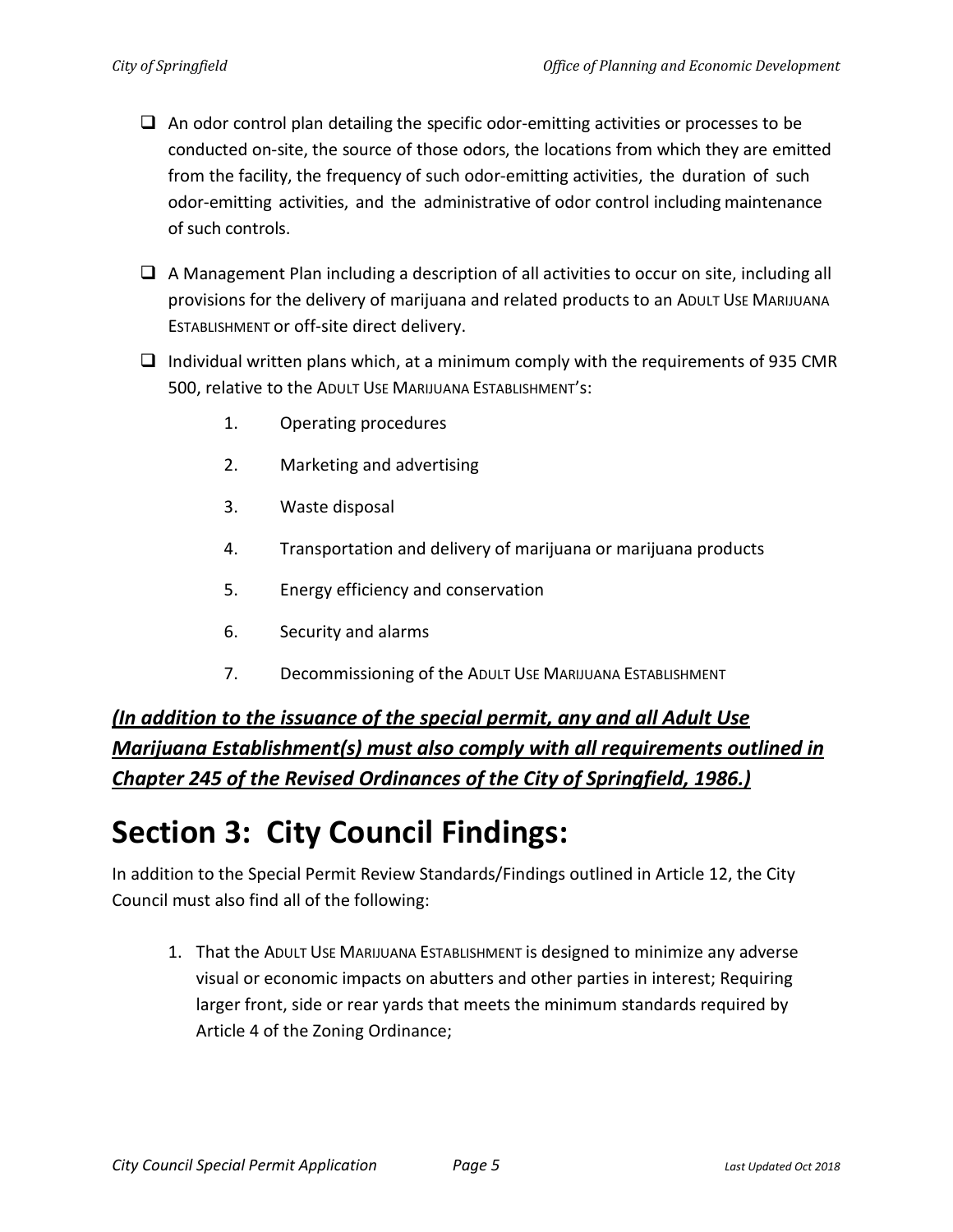- ☐ An odor control plan detailing the specific odor-emitting activities or processes to be conducted on-site, the source of those odors, the locations from which they are emitted from the facility, the frequency of such odor-emitting activities, the duration of such odor-emitting activities, and the administrative of odor control including maintenance of such controls.

- ☐ A Management Plan including a description of all activities to occur on site, including all provisions for the delivery of marijuana and related products to an ADULT USE MARIJUANA ESTABLISHMENT or off-site direct delivery.

- ☐ Individual written plans which, at a minimum comply with the requirements of 935 CMR 500, relative to the ADULT USE MARIJUANA ESTABLISHMENT's:

    1. Operating procedures
    2. Marketing and advertising
    3. Waste disposal
    4. Transportation and delivery of marijuana or marijuana products
    5. Energy efficiency and conservation
    6. Security and alarms
    7. Decommissioning of the ADULT USE MARIJUANA ESTABLISHMENT

***(In addition to the issuance of the special permit, any and all Adult Use Marijuana Establishment(s) must also comply with all requirements outlined in Chapter 245 of the Revised Ordinances of the City of Springfield, 1986.)***

# Section 3: City Council Findings:

In addition to the Special Permit Review Standards/Findings outlined in Article 12, the City Council must also find all of the following:

1. That the ADULT USE MARIJUANA ESTABLISHMENT is designed to minimize any adverse visual or economic impacts on abutters and other parties in interest; Requiring larger front, side or rear yards that meets the minimum standards required by Article 4 of the Zoning Ordinance;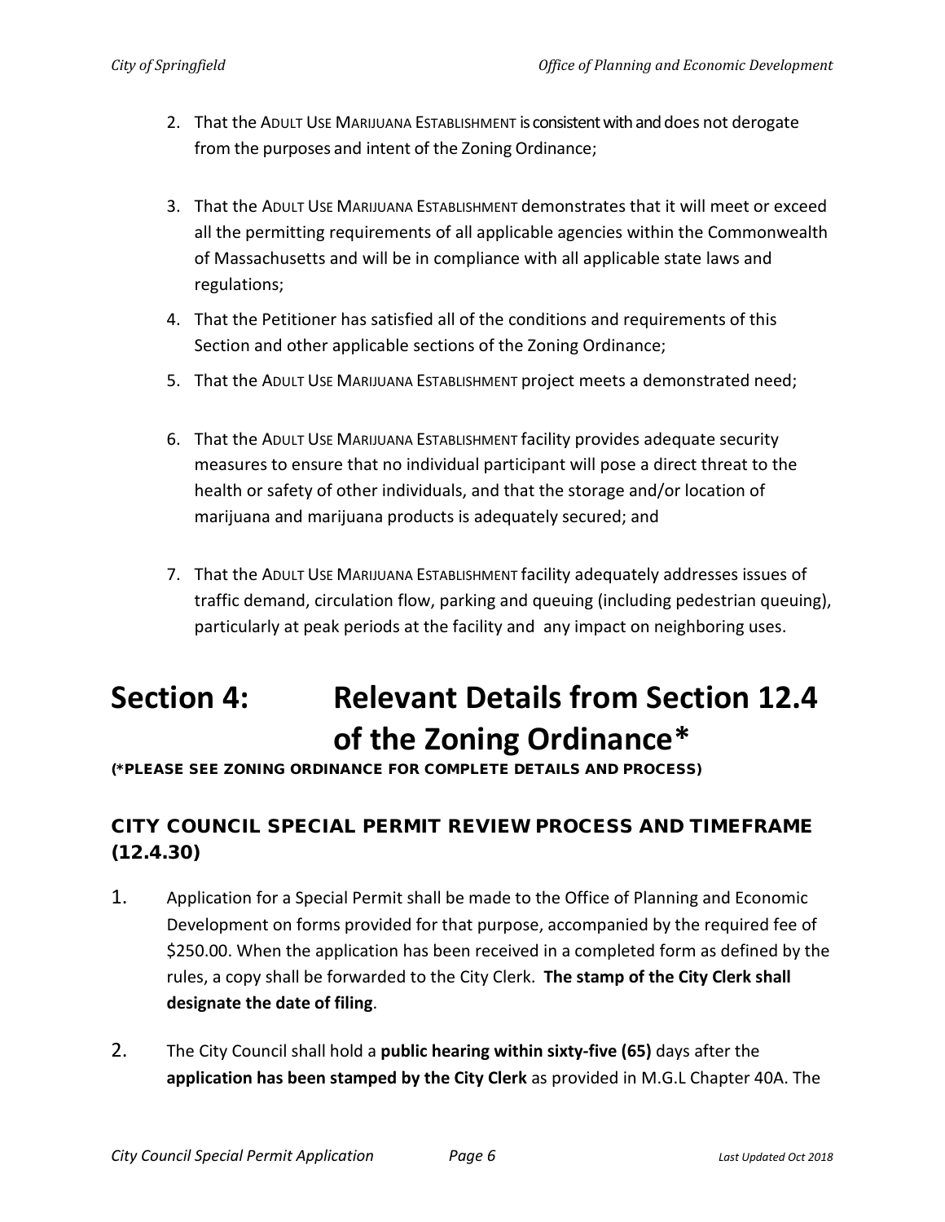2. That the ADULT USE MARIJUANA ESTABLISHMENT is consistent with and does not derogate from the purposes and intent of the Zoning Ordinance;
3. That the ADULT USE MARIJUANA ESTABLISHMENT demonstrates that it will meet or exceed all the permitting requirements of all applicable agencies within the Commonwealth of Massachusetts and will be in compliance with all applicable state laws and regulations;
4. That the Petitioner has satisfied all of the conditions and requirements of this Section and other applicable sections of the Zoning Ordinance;
5. That the ADULT USE MARIJUANA ESTABLISHMENT project meets a demonstrated need;
6. That the ADULT USE MARIJUANA ESTABLISHMENT facility provides adequate security measures to ensure that no individual participant will pose a direct threat to the health or safety of other individuals, and that the storage and/or location of marijuana and marijuana products is adequately secured; and
7. That the ADULT USE MARIJUANA ESTABLISHMENT facility adequately addresses issues of traffic demand, circulation flow, parking and queuing (including pedestrian queuing), particularly at peak periods at the facility and any impact on neighboring uses.

# Section 4: Relevant Details from Section 12.4 of the Zoning Ordinance*

**(*PLEASE SEE ZONING ORDINANCE FOR COMPLETE DETAILS AND PROCESS)**

## CITY COUNCIL SPECIAL PERMIT REVIEW PROCESS AND TIMEFRAME (12.4.30)

1. Application for a Special Permit shall be made to the Office of Planning and Economic Development on forms provided for that purpose, accompanied by the required fee of $250.00. When the application has been received in a completed form as defined by the rules, a copy shall be forwarded to the City Clerk. **The stamp of the City Clerk shall designate the date of filing**.
2. The City Council shall hold a **public hearing within sixty-five (65)** days after the **application has been stamped by the City Clerk** as provided in M.G.L Chapter 40A. The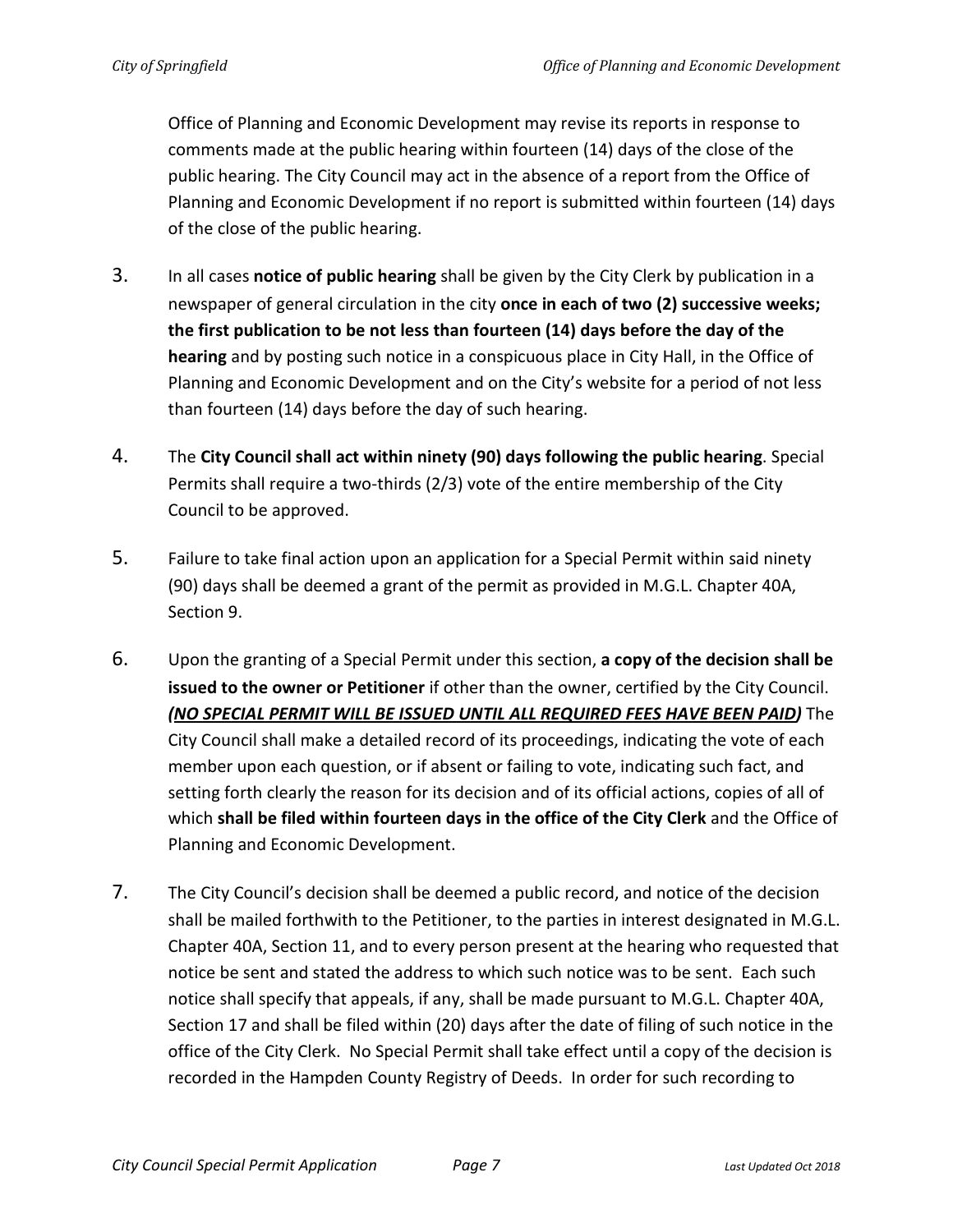Office of Planning and Economic Development may revise its reports in response to comments made at the public hearing within fourteen (14) days of the close of the public hearing. The City Council may act in the absence of a report from the Office of Planning and Economic Development if no report is submitted within fourteen (14) days of the close of the public hearing.

3. In all cases **notice of public hearing** shall be given by the City Clerk by publication in a newspaper of general circulation in the city **once in each of two (2) successive weeks; the first publication to be not less than fourteen (14) days before the day of the hearing** and by posting such notice in a conspicuous place in City Hall, in the Office of Planning and Economic Development and on the City's website for a period of not less than fourteen (14) days before the day of such hearing.

4. The **City Council shall act within ninety (90) days following the public hearing**. Special Permits shall require a two-thirds (2/3) vote of the entire membership of the City Council to be approved.

5. Failure to take final action upon an application for a Special Permit within said ninety (90) days shall be deemed a grant of the permit as provided in M.G.L. Chapter 40A, Section 9.

6. Upon the granting of a Special Permit under this section, **a copy of the decision shall be issued to the owner or Petitioner** if other than the owner, certified by the City Council. ***<u>(NO SPECIAL PERMIT WILL BE ISSUED UNTIL ALL REQUIRED FEES HAVE BEEN PAID)</u>*** The City Council shall make a detailed record of its proceedings, indicating the vote of each member upon each question, or if absent or failing to vote, indicating such fact, and setting forth clearly the reason for its decision and of its official actions, copies of all of which **shall be filed within fourteen days in the office of the City Clerk** and the Office of Planning and Economic Development.

7. The City Council's decision shall be deemed a public record, and notice of the decision shall be mailed forthwith to the Petitioner, to the parties in interest designated in M.G.L. Chapter 40A, Section 11, and to every person present at the hearing who requested that notice be sent and stated the address to which such notice was to be sent. Each such notice shall specify that appeals, if any, shall be made pursuant to M.G.L. Chapter 40A, Section 17 and shall be filed within (20) days after the date of filing of such notice in the office of the City Clerk. No Special Permit shall take effect until a copy of the decision is recorded in the Hampden County Registry of Deeds. In order for such recording to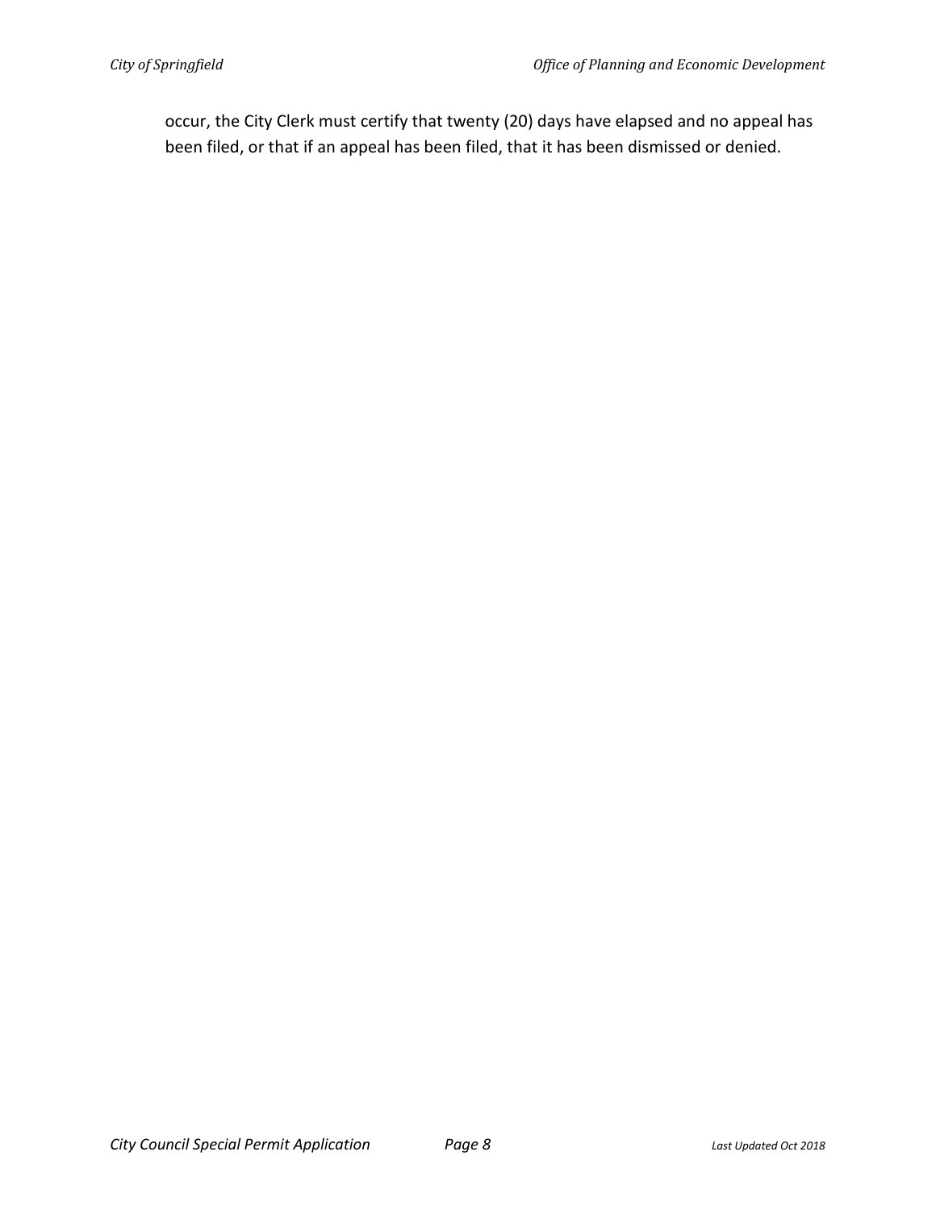occur, the City Clerk must certify that twenty (20) days have elapsed and no appeal has been filed, or that if an appeal has been filed, that it has been dismissed or denied.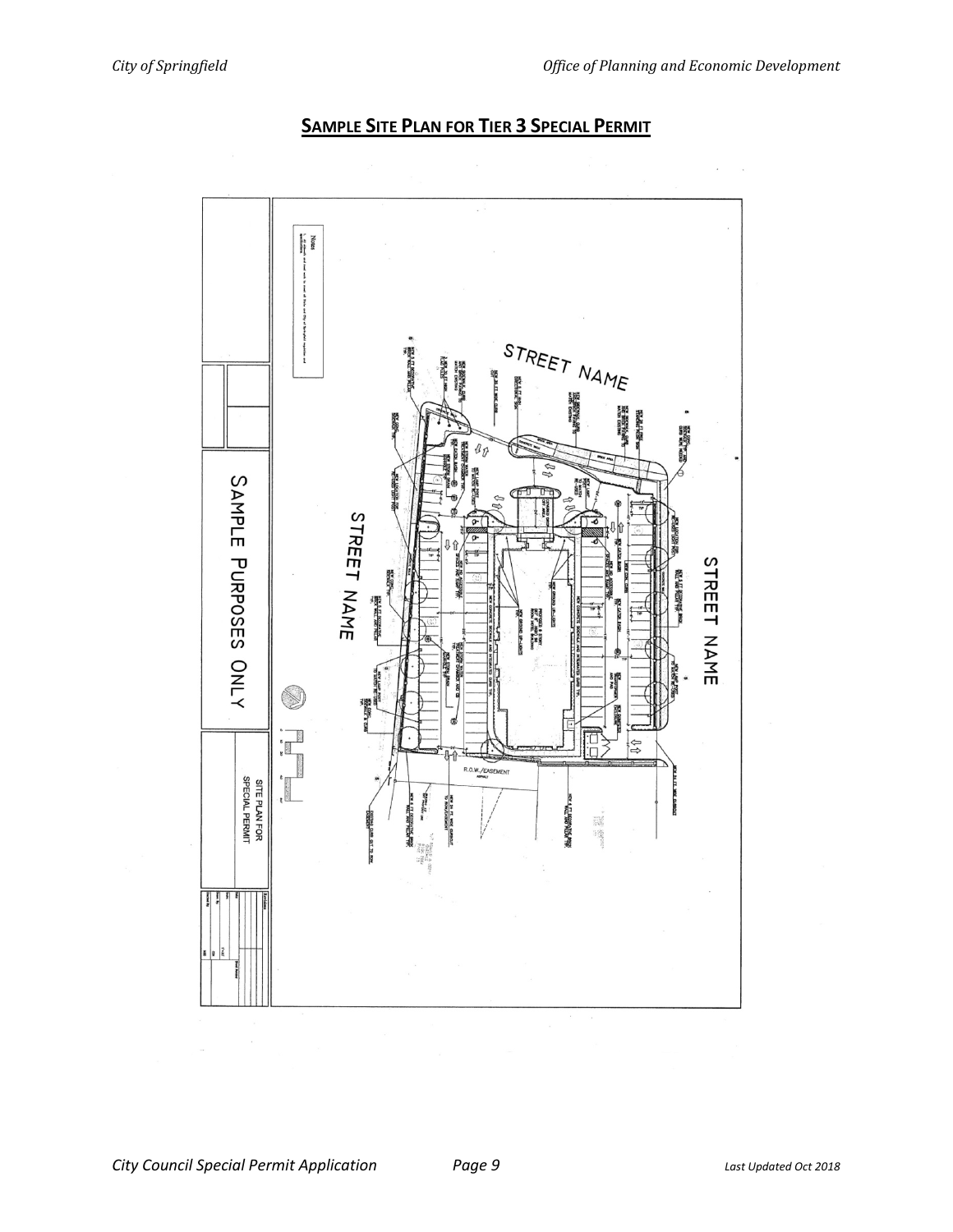## SAMPLE SITE PLAN FOR TIER 3 SPECIAL PERMIT

STREET NAME

STREET NAME

STREET NAME

R.O.W./EASEMENT

SAMPLE PURPOSES ONLY

SITE PLAN FOR SPECIAL PERMIT